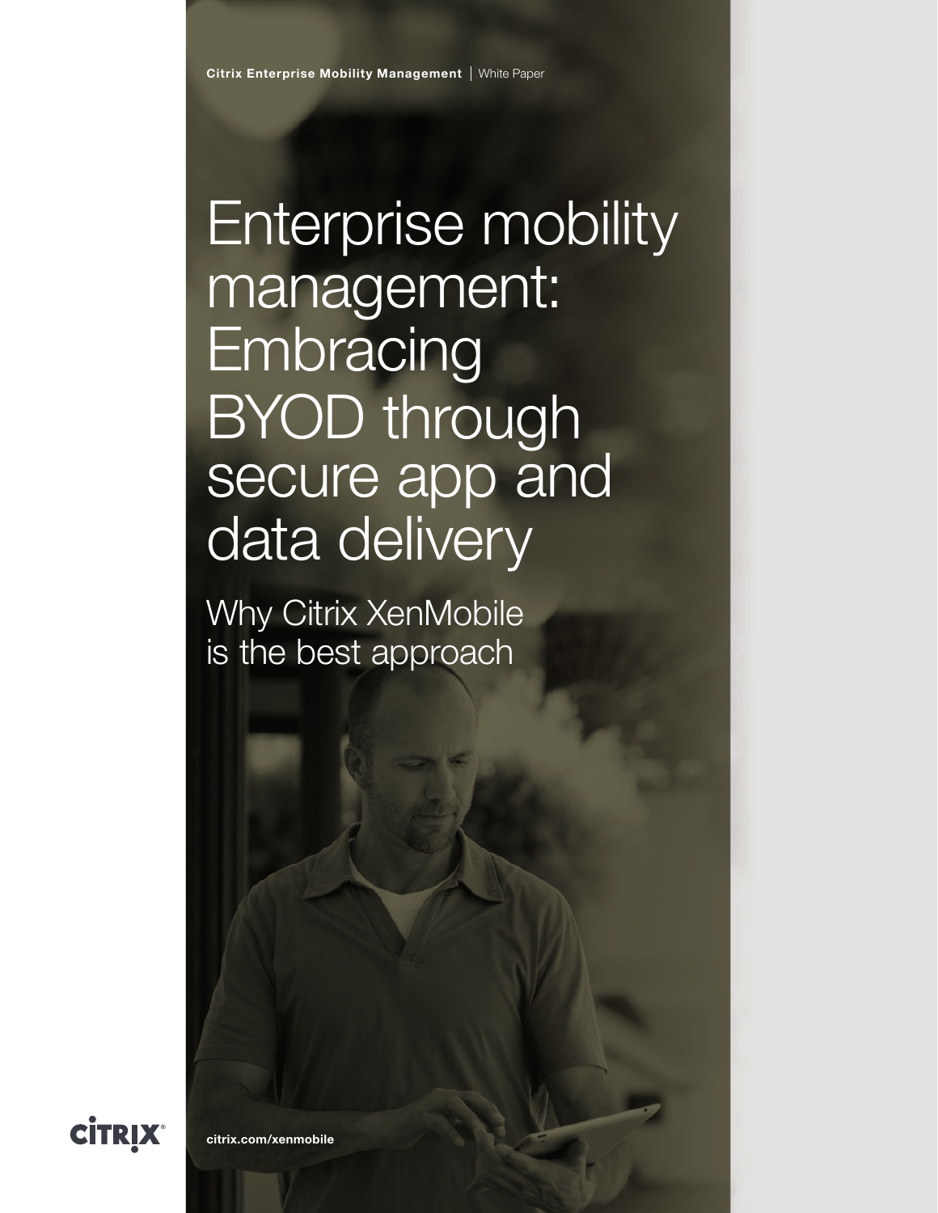**Citrix Enterprise Mobility Management** | White Paper

# Enterprise mobility management: Embracing BYOD through secure app and data delivery

## Why Citrix XenMobile is the best approach

citrix.com/xenmobile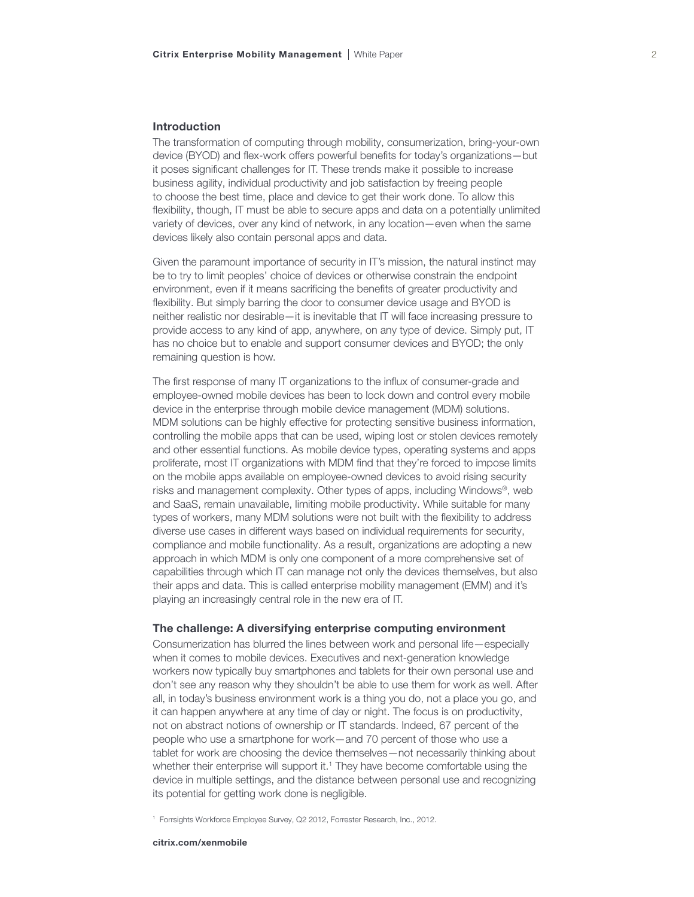## Introduction

The transformation of computing through mobility, consumerization, bring-your-own device (BYOD) and flex-work offers powerful benefits for today's organizations—but it poses significant challenges for IT. These trends make it possible to increase business agility, individual productivity and job satisfaction by freeing people to choose the best time, place and device to get their work done. To allow this flexibility, though, IT must be able to secure apps and data on a potentially unlimited variety of devices, over any kind of network, in any location—even when the same devices likely also contain personal apps and data.

Given the paramount importance of security in IT's mission, the natural instinct may be to try to limit peoples' choice of devices or otherwise constrain the endpoint environment, even if it means sacrificing the benefits of greater productivity and flexibility. But simply barring the door to consumer device usage and BYOD is neither realistic nor desirable—it is inevitable that IT will face increasing pressure to provide access to any kind of app, anywhere, on any type of device. Simply put, IT has no choice but to enable and support consumer devices and BYOD; the only remaining question is how.

The first response of many IT organizations to the influx of consumer-grade and employee-owned mobile devices has been to lock down and control every mobile device in the enterprise through mobile device management (MDM) solutions. MDM solutions can be highly effective for protecting sensitive business information, controlling the mobile apps that can be used, wiping lost or stolen devices remotely and other essential functions. As mobile device types, operating systems and apps proliferate, most IT organizations with MDM find that they're forced to impose limits on the mobile apps available on employee-owned devices to avoid rising security risks and management complexity. Other types of apps, including Windows®, web and SaaS, remain unavailable, limiting mobile productivity. While suitable for many types of workers, many MDM solutions were not built with the flexibility to address diverse use cases in different ways based on individual requirements for security, compliance and mobile functionality. As a result, organizations are adopting a new approach in which MDM is only one component of a more comprehensive set of capabilities through which IT can manage not only the devices themselves, but also their apps and data. This is called enterprise mobility management (EMM) and it's playing an increasingly central role in the new era of IT.

## The challenge: A diversifying enterprise computing environment

Consumerization has blurred the lines between work and personal life—especially when it comes to mobile devices. Executives and next-generation knowledge workers now typically buy smartphones and tablets for their own personal use and don't see any reason why they shouldn't be able to use them for work as well. After all, in today's business environment work is a thing you do, not a place you go, and it can happen anywhere at any time of day or night. The focus is on productivity, not on abstract notions of ownership or IT standards. Indeed, 67 percent of the people who use a smartphone for work—and 70 percent of those who use a tablet for work are choosing the device themselves—not necessarily thinking about whether their enterprise will support it.[1] They have become comfortable using the device in multiple settings, and the distance between personal use and recognizing its potential for getting work done is negligible.

[1] Forrsights Workforce Employee Survey, Q2 2012, Forrester Research, Inc., 2012.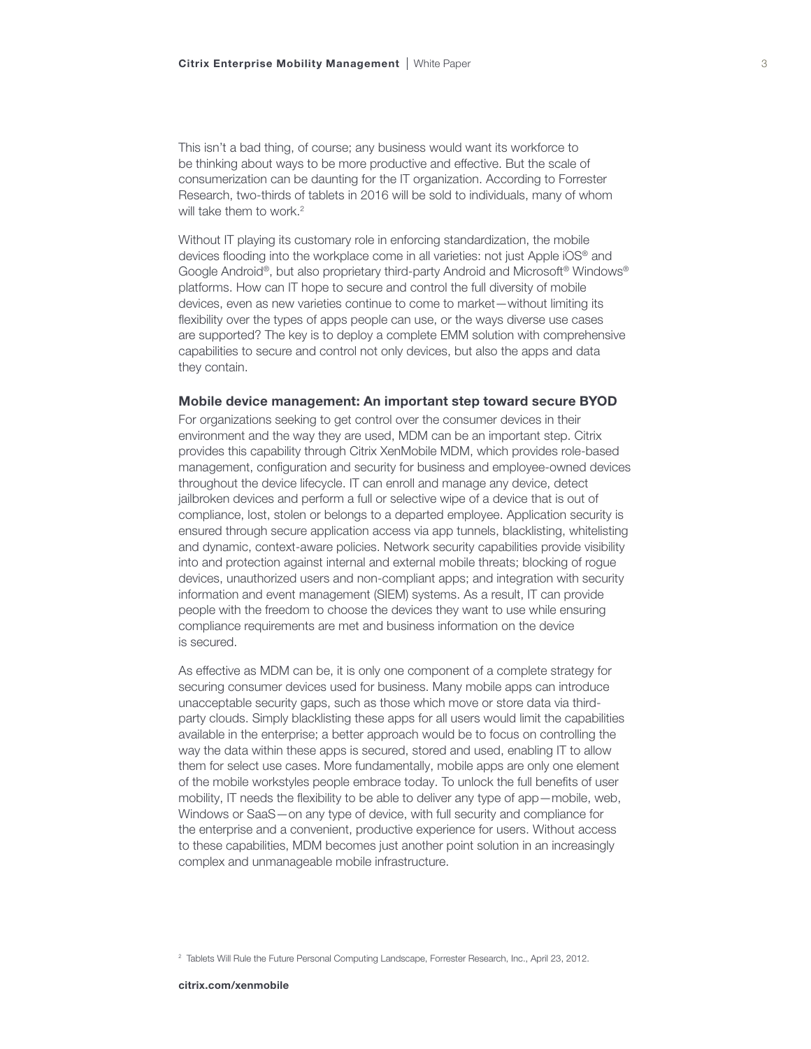This isn't a bad thing, of course; any business would want its workforce to be thinking about ways to be more productive and effective. But the scale of consumerization can be daunting for the IT organization. According to Forrester Research, two-thirds of tablets in 2016 will be sold to individuals, many of whom will take them to work.[2]

Without IT playing its customary role in enforcing standardization, the mobile devices flooding into the workplace come in all varieties: not just Apple iOS® and Google Android®, but also proprietary third-party Android and Microsoft® Windows® platforms. How can IT hope to secure and control the full diversity of mobile devices, even as new varieties continue to come to market—without limiting its flexibility over the types of apps people can use, or the ways diverse use cases are supported? The key is to deploy a complete EMM solution with comprehensive capabilities to secure and control not only devices, but also the apps and data they contain.

### Mobile device management: An important step toward secure BYOD

For organizations seeking to get control over the consumer devices in their environment and the way they are used, MDM can be an important step. Citrix provides this capability through Citrix XenMobile MDM, which provides role-based management, configuration and security for business and employee-owned devices throughout the device lifecycle. IT can enroll and manage any device, detect jailbroken devices and perform a full or selective wipe of a device that is out of compliance, lost, stolen or belongs to a departed employee. Application security is ensured through secure application access via app tunnels, blacklisting, whitelisting and dynamic, context-aware policies. Network security capabilities provide visibility into and protection against internal and external mobile threats; blocking of rogue devices, unauthorized users and non-compliant apps; and integration with security information and event management (SIEM) systems. As a result, IT can provide people with the freedom to choose the devices they want to use while ensuring compliance requirements are met and business information on the device is secured.

As effective as MDM can be, it is only one component of a complete strategy for securing consumer devices used for business. Many mobile apps can introduce unacceptable security gaps, such as those which move or store data via third-party clouds. Simply blacklisting these apps for all users would limit the capabilities available in the enterprise; a better approach would be to focus on controlling the way the data within these apps is secured, stored and used, enabling IT to allow them for select use cases. More fundamentally, mobile apps are only one element of the mobile workstyles people embrace today. To unlock the full benefits of user mobility, IT needs the flexibility to be able to deliver any type of app—mobile, web, Windows or SaaS—on any type of device, with full security and compliance for the enterprise and a convenient, productive experience for users. Without access to these capabilities, MDM becomes just another point solution in an increasingly complex and unmanageable mobile infrastructure.

[2] Tablets Will Rule the Future Personal Computing Landscape, Forrester Research, Inc., April 23, 2012.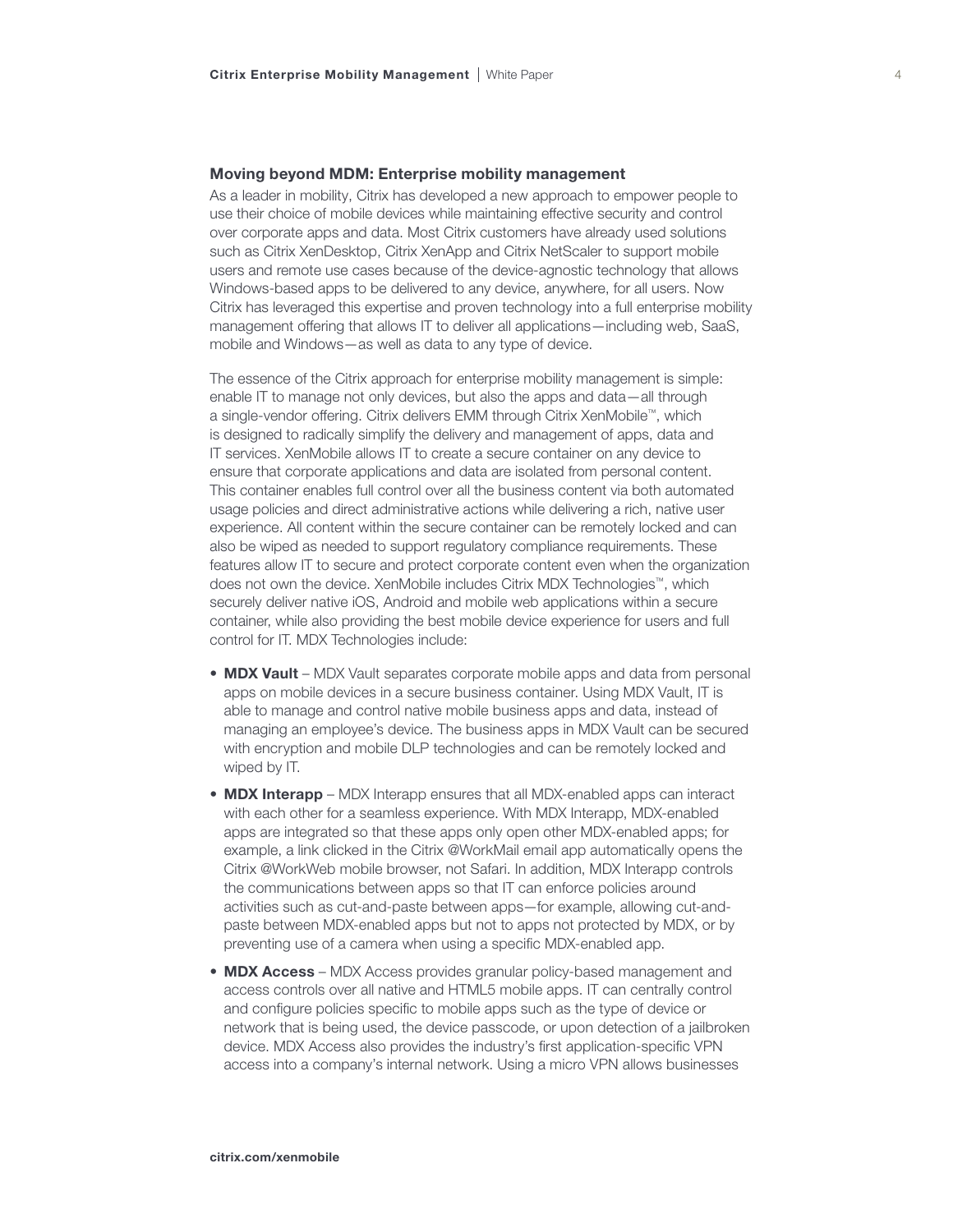### Moving beyond MDM: Enterprise mobility management

As a leader in mobility, Citrix has developed a new approach to empower people to use their choice of mobile devices while maintaining effective security and control over corporate apps and data. Most Citrix customers have already used solutions such as Citrix XenDesktop, Citrix XenApp and Citrix NetScaler to support mobile users and remote use cases because of the device-agnostic technology that allows Windows-based apps to be delivered to any device, anywhere, for all users. Now Citrix has leveraged this expertise and proven technology into a full enterprise mobility management offering that allows IT to deliver all applications—including web, SaaS, mobile and Windows—as well as data to any type of device.

The essence of the Citrix approach for enterprise mobility management is simple: enable IT to manage not only devices, but also the apps and data—all through a single-vendor offering. Citrix delivers EMM through Citrix XenMobile™, which is designed to radically simplify the delivery and management of apps, data and IT services. XenMobile allows IT to create a secure container on any device to ensure that corporate applications and data are isolated from personal content. This container enables full control over all the business content via both automated usage policies and direct administrative actions while delivering a rich, native user experience. All content within the secure container can be remotely locked and can also be wiped as needed to support regulatory compliance requirements. These features allow IT to secure and protect corporate content even when the organization does not own the device. XenMobile includes Citrix MDX Technologies™, which securely deliver native iOS, Android and mobile web applications within a secure container, while also providing the best mobile device experience for users and full control for IT. MDX Technologies include:

- **MDX Vault** – MDX Vault separates corporate mobile apps and data from personal apps on mobile devices in a secure business container. Using MDX Vault, IT is able to manage and control native mobile business apps and data, instead of managing an employee's device. The business apps in MDX Vault can be secured with encryption and mobile DLP technologies and can be remotely locked and wiped by IT.
- **MDX Interapp** – MDX Interapp ensures that all MDX-enabled apps can interact with each other for a seamless experience. With MDX Interapp, MDX-enabled apps are integrated so that these apps only open other MDX-enabled apps; for example, a link clicked in the Citrix @WorkMail email app automatically opens the Citrix @WorkWeb mobile browser, not Safari. In addition, MDX Interapp controls the communications between apps so that IT can enforce policies around activities such as cut-and-paste between apps—for example, allowing cut-and-paste between MDX-enabled apps but not to apps not protected by MDX, or by preventing use of a camera when using a specific MDX-enabled app.
- **MDX Access** – MDX Access provides granular policy-based management and access controls over all native and HTML5 mobile apps. IT can centrally control and configure policies specific to mobile apps such as the type of device or network that is being used, the device passcode, or upon detection of a jailbroken device. MDX Access also provides the industry's first application-specific VPN access into a company's internal network. Using a micro VPN allows businesses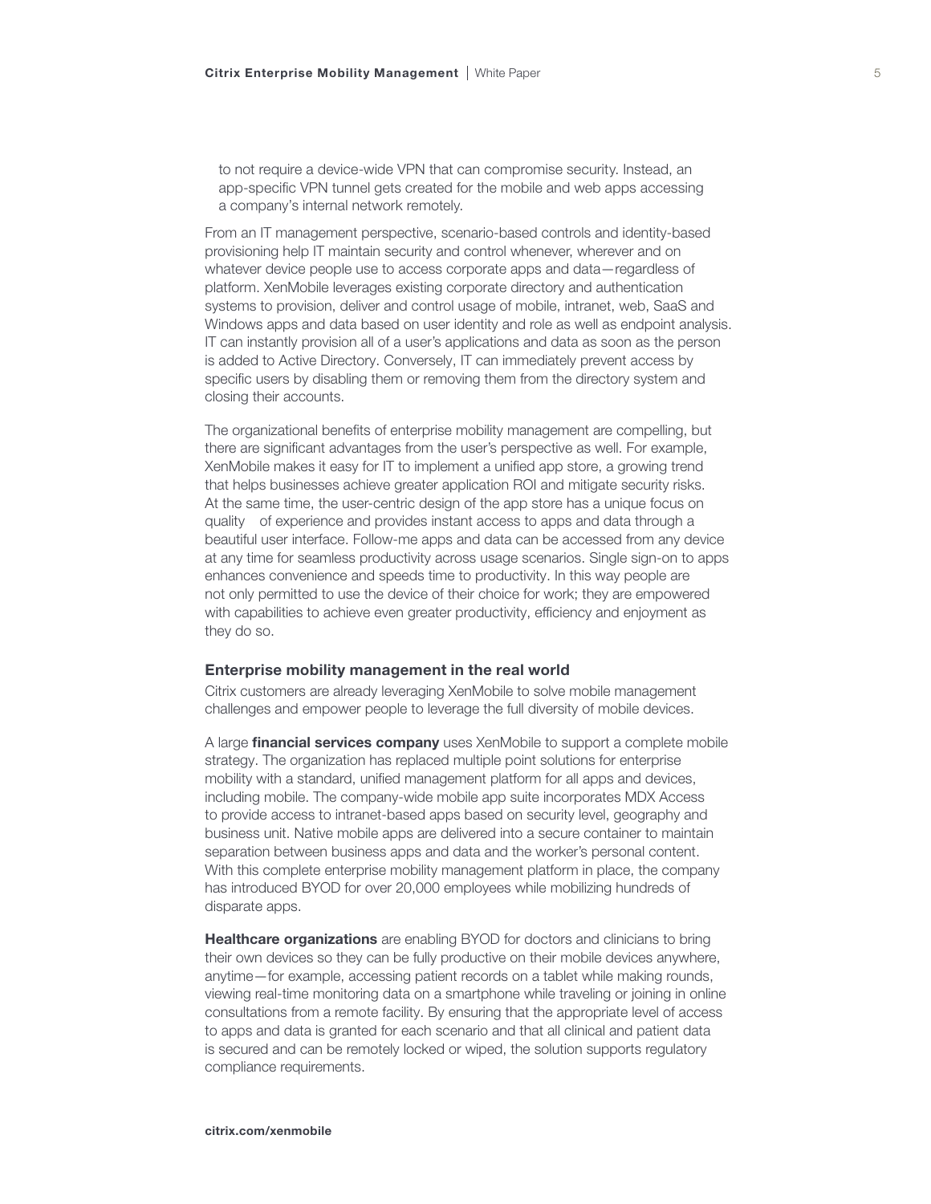to not require a device-wide VPN that can compromise security. Instead, an app-specific VPN tunnel gets created for the mobile and web apps accessing a company's internal network remotely.

From an IT management perspective, scenario-based controls and identity-based provisioning help IT maintain security and control whenever, wherever and on whatever device people use to access corporate apps and data—regardless of platform. XenMobile leverages existing corporate directory and authentication systems to provision, deliver and control usage of mobile, intranet, web, SaaS and Windows apps and data based on user identity and role as well as endpoint analysis. IT can instantly provision all of a user's applications and data as soon as the person is added to Active Directory. Conversely, IT can immediately prevent access by specific users by disabling them or removing them from the directory system and closing their accounts.

The organizational benefits of enterprise mobility management are compelling, but there are significant advantages from the user's perspective as well. For example, XenMobile makes it easy for IT to implement a unified app store, a growing trend that helps businesses achieve greater application ROI and mitigate security risks. At the same time, the user-centric design of the app store has a unique focus on quality of experience and provides instant access to apps and data through a beautiful user interface. Follow-me apps and data can be accessed from any device at any time for seamless productivity across usage scenarios. Single sign-on to apps enhances convenience and speeds time to productivity. In this way people are not only permitted to use the device of their choice for work; they are empowered with capabilities to achieve even greater productivity, efficiency and enjoyment as they do so.

### Enterprise mobility management in the real world

Citrix customers are already leveraging XenMobile to solve mobile management challenges and empower people to leverage the full diversity of mobile devices.

A large **financial services company** uses XenMobile to support a complete mobile strategy. The organization has replaced multiple point solutions for enterprise mobility with a standard, unified management platform for all apps and devices, including mobile. The company-wide mobile app suite incorporates MDX Access to provide access to intranet-based apps based on security level, geography and business unit. Native mobile apps are delivered into a secure container to maintain separation between business apps and data and the worker's personal content. With this complete enterprise mobility management platform in place, the company has introduced BYOD for over 20,000 employees while mobilizing hundreds of disparate apps.

**Healthcare organizations** are enabling BYOD for doctors and clinicians to bring their own devices so they can be fully productive on their mobile devices anywhere, anytime—for example, accessing patient records on a tablet while making rounds, viewing real-time monitoring data on a smartphone while traveling or joining in online consultations from a remote facility. By ensuring that the appropriate level of access to apps and data is granted for each scenario and that all clinical and patient data is secured and can be remotely locked or wiped, the solution supports regulatory compliance requirements.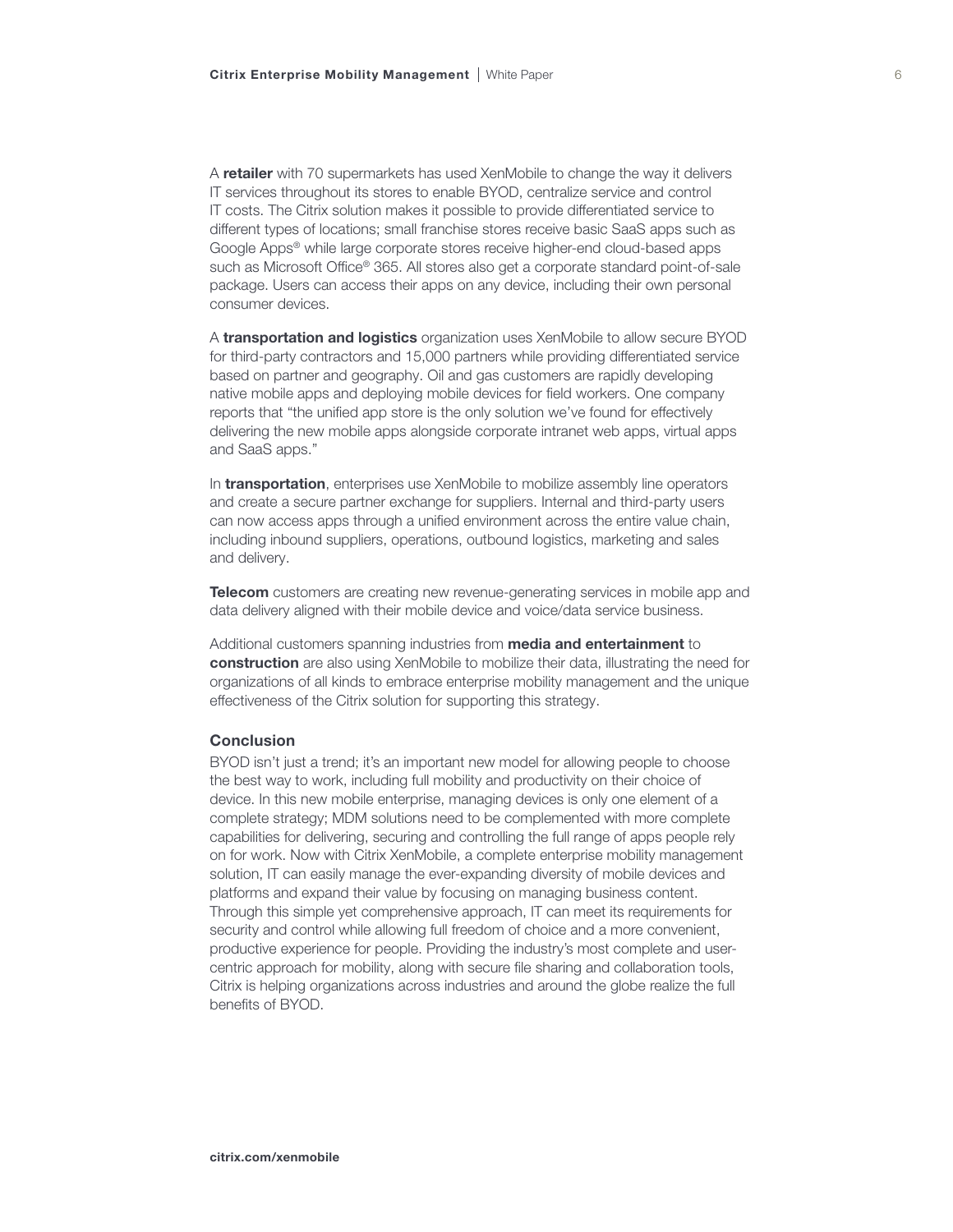A **retailer** with 70 supermarkets has used XenMobile to change the way it delivers IT services throughout its stores to enable BYOD, centralize service and control IT costs. The Citrix solution makes it possible to provide differentiated service to different types of locations; small franchise stores receive basic SaaS apps such as Google Apps® while large corporate stores receive higher-end cloud-based apps such as Microsoft Office® 365. All stores also get a corporate standard point-of-sale package. Users can access their apps on any device, including their own personal consumer devices.

A **transportation and logistics** organization uses XenMobile to allow secure BYOD for third-party contractors and 15,000 partners while providing differentiated service based on partner and geography. Oil and gas customers are rapidly developing native mobile apps and deploying mobile devices for field workers. One company reports that "the unified app store is the only solution we've found for effectively delivering the new mobile apps alongside corporate intranet web apps, virtual apps and SaaS apps."

In **transportation**, enterprises use XenMobile to mobilize assembly line operators and create a secure partner exchange for suppliers. Internal and third-party users can now access apps through a unified environment across the entire value chain, including inbound suppliers, operations, outbound logistics, marketing and sales and delivery.

**Telecom** customers are creating new revenue-generating services in mobile app and data delivery aligned with their mobile device and voice/data service business.

Additional customers spanning industries from **media and entertainment** to **construction** are also using XenMobile to mobilize their data, illustrating the need for organizations of all kinds to embrace enterprise mobility management and the unique effectiveness of the Citrix solution for supporting this strategy.

### Conclusion

BYOD isn't just a trend; it's an important new model for allowing people to choose the best way to work, including full mobility and productivity on their choice of device. In this new mobile enterprise, managing devices is only one element of a complete strategy; MDM solutions need to be complemented with more complete capabilities for delivering, securing and controlling the full range of apps people rely on for work. Now with Citrix XenMobile, a complete enterprise mobility management solution, IT can easily manage the ever-expanding diversity of mobile devices and platforms and expand their value by focusing on managing business content. Through this simple yet comprehensive approach, IT can meet its requirements for security and control while allowing full freedom of choice and a more convenient, productive experience for people. Providing the industry's most complete and user-centric approach for mobility, along with secure file sharing and collaboration tools, Citrix is helping organizations across industries and around the globe realize the full benefits of BYOD.

**citrix.com/xenmobile**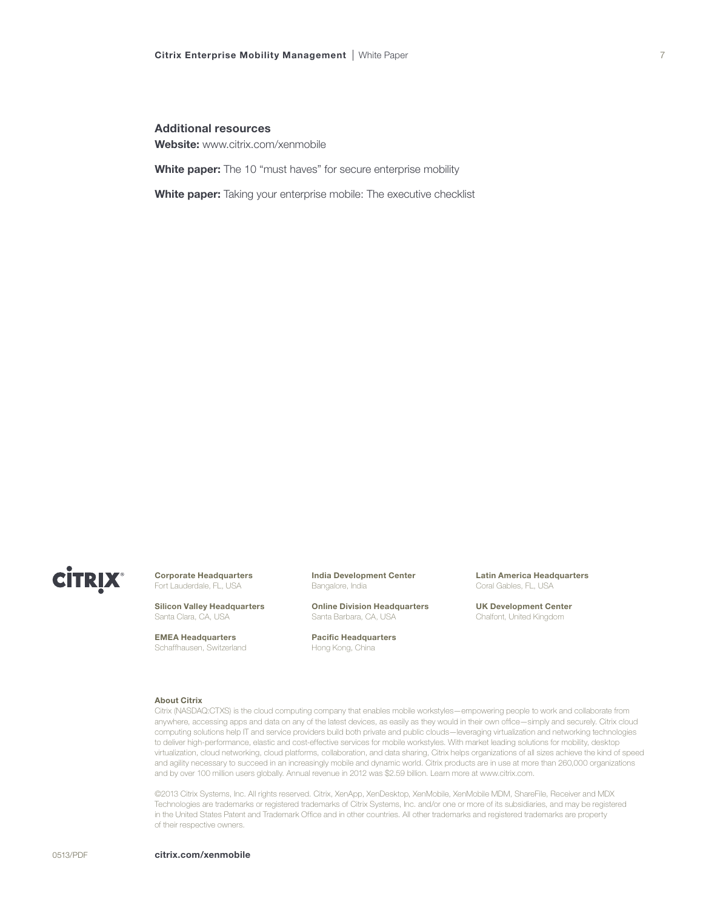## Additional resources

**Website:** www.citrix.com/xenmobile

**White paper:** The 10 "must haves" for secure enterprise mobility

**White paper:** Taking your enterprise mobile: The executive checklist

CITRIX®

**Corporate Headquarters**
Fort Lauderdale, FL, USA

**Silicon Valley Headquarters**
Santa Clara, CA, USA

**EMEA Headquarters**
Schaffhausen, Switzerland

**India Development Center**
Bangalore, India

**Online Division Headquarters**
Santa Barbara, CA, USA

**Pacific Headquarters**
Hong Kong, China

**Latin America Headquarters**
Coral Gables, FL, USA

**UK Development Center**
Chalfont, United Kingdom

**About Citrix**

Citrix (NASDAQ:CTXS) is the cloud computing company that enables mobile workstyles—empowering people to work and collaborate from anywhere, accessing apps and data on any of the latest devices, as easily as they would in their own office—simply and securely. Citrix cloud computing solutions help IT and service providers build both private and public clouds—leveraging virtualization and networking technologies to deliver high-performance, elastic and cost-effective services for mobile workstyles. With market leading solutions for mobility, desktop virtualization, cloud networking, cloud platforms, collaboration, and data sharing, Citrix helps organizations of all sizes achieve the kind of speed and agility necessary to succeed in an increasingly mobile and dynamic world. Citrix products are in use at more than 260,000 organizations and by over 100 million users globally. Annual revenue in 2012 was $2.59 billion. Learn more at www.citrix.com.

©2013 Citrix Systems, Inc. All rights reserved. Citrix, XenApp, XenDesktop, XenMobile, XenMobile MDM, ShareFile, Receiver and MDX Technologies are trademarks or registered trademarks of Citrix Systems, Inc. and/or one or more of its subsidiaries, and may be registered in the United States Patent and Trademark Office and in other countries. All other trademarks and registered trademarks are property of their respective owners.

0513/PDF

**citrix.com/xenmobile**